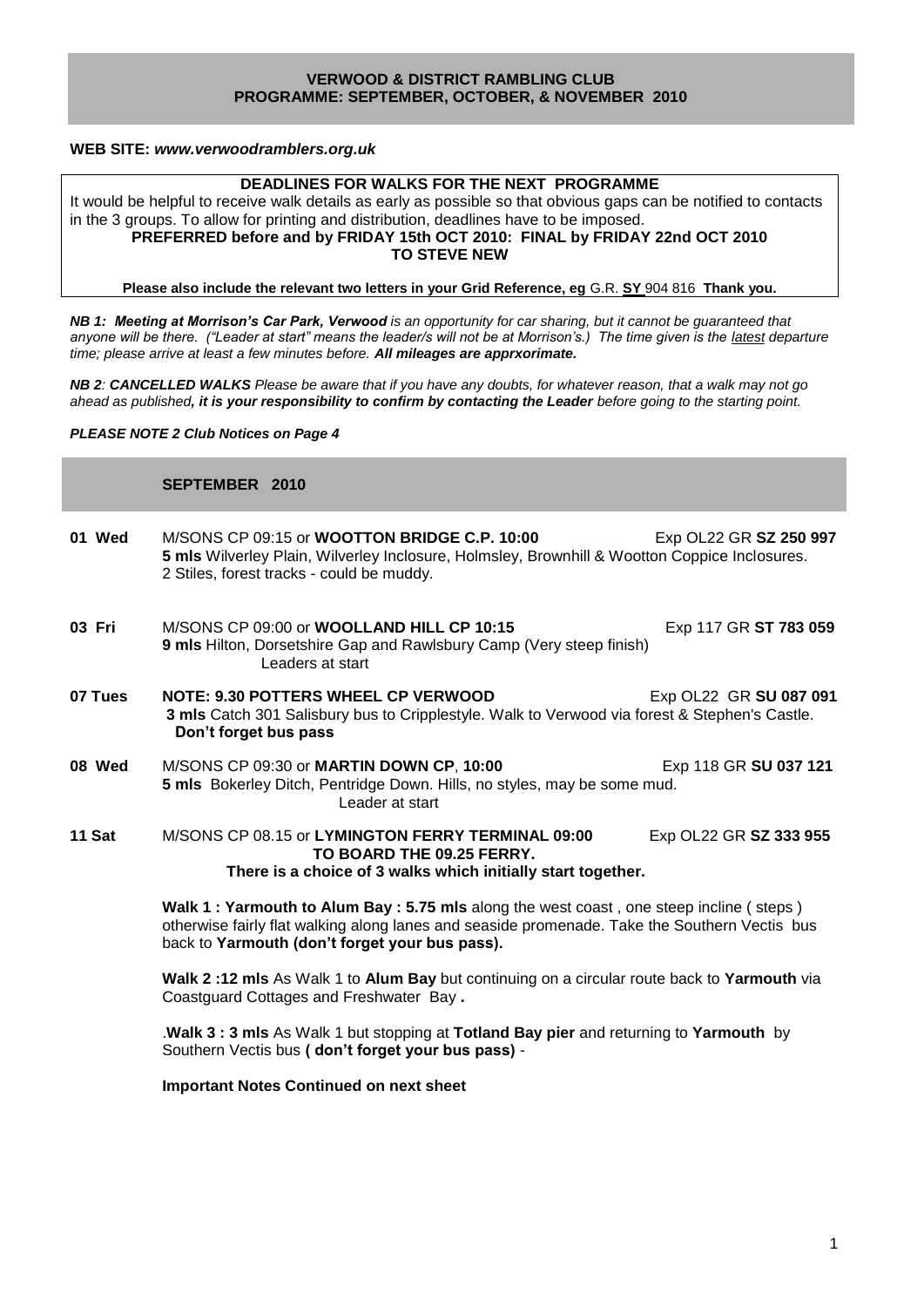## VERWOOD & DISTRICT RAMBLING CLUB
## PROGRAMME: SEPTEMBER, OCTOBER, & NOVEMBER 2010

**WEB SITE:** ***www.verwoodramblers.org.uk***

**DEADLINES FOR WALKS FOR THE NEXT PROGRAMME**

It would be helpful to receive walk details as early as possible so that obvious gaps can be notified to contacts in the 3 groups. To allow for printing and distribution, deadlines have to be imposed.

**PREFERRED before and by FRIDAY 15th OCT 2010: FINAL by FRIDAY 22nd OCT 2010 TO STEVE NEW**

**Please also include the relevant two letters in your Grid Reference, eg** G.R. **SY** 904 816 **Thank you.**

***NB 1: Meeting at Morrison's Car Park, Verwood*** *is an opportunity for car sharing, but it cannot be guaranteed that anyone will be there. ("Leader at start" means the leader/s will not be at Morrison's.) The time given is the latest departure time; please arrive at least a few minutes before.* ***All mileages are apprxorimate.***

***NB 2****:* ***CANCELLED WALKS*** *Please be aware that if you have any doubts, for whatever reason, that a walk may not go ahead as published****, it is your responsibility to confirm by contacting the Leader*** *before going to the starting point.*

***PLEASE NOTE 2 Club Notices on Page 4***

## SEPTEMBER 2010

**01 Wed** M/SONS CP 09:15 or **WOOTTON BRIDGE C.P. 10:00** Exp OL22 GR **SZ 250 997**
**5 mls** Wilverley Plain, Wilverley Inclosure, Holmsley, Brownhill & Wootton Coppice Inclosures. 2 Stiles, forest tracks - could be muddy.

**03 Fri** M/SONS CP 09:00 or **WOOLLAND HILL CP 10:15** Exp 117 GR **ST 783 059**
**9 mls** Hilton, Dorsetshire Gap and Rawlsbury Camp (Very steep finish)
Leaders at start

**07 Tues** **NOTE: 9.30 POTTERS WHEEL CP VERWOOD** Exp OL22 GR **SU 087 091**
**3 mls** Catch 301 Salisbury bus to Cripplestyle. Walk to Verwood via forest & Stephen's Castle.
**Don't forget bus pass**

**08 Wed** M/SONS CP 09:30 or **MARTIN DOWN CP**, **10:00** Exp 118 GR **SU 037 121**
**5 mls** Bokerley Ditch, Pentridge Down. Hills, no styles, may be some mud.
Leader at start

**11 Sat** M/SONS CP 08.15 or **LYMINGTON FERRY TERMINAL 09:00** Exp OL22 GR **SZ 333 955**
**TO BOARD THE 09.25 FERRY.**
**There is a choice of 3 walks which initially start together.**

**Walk 1 : Yarmouth to Alum Bay : 5.75 mls** along the west coast , one steep incline ( steps ) otherwise fairly flat walking along lanes and seaside promenade. Take the Southern Vectis bus back to **Yarmouth (don't forget your bus pass).**

**Walk 2 :12 mls** As Walk 1 to **Alum Bay** but continuing on a circular route back to **Yarmouth** via Coastguard Cottages and Freshwater Bay **.**

.**Walk 3 : 3 mls** As Walk 1 but stopping at **Totland Bay pier** and returning to **Yarmouth** by Southern Vectis bus **( don't forget your bus pass)** -

**Important Notes Continued on next sheet**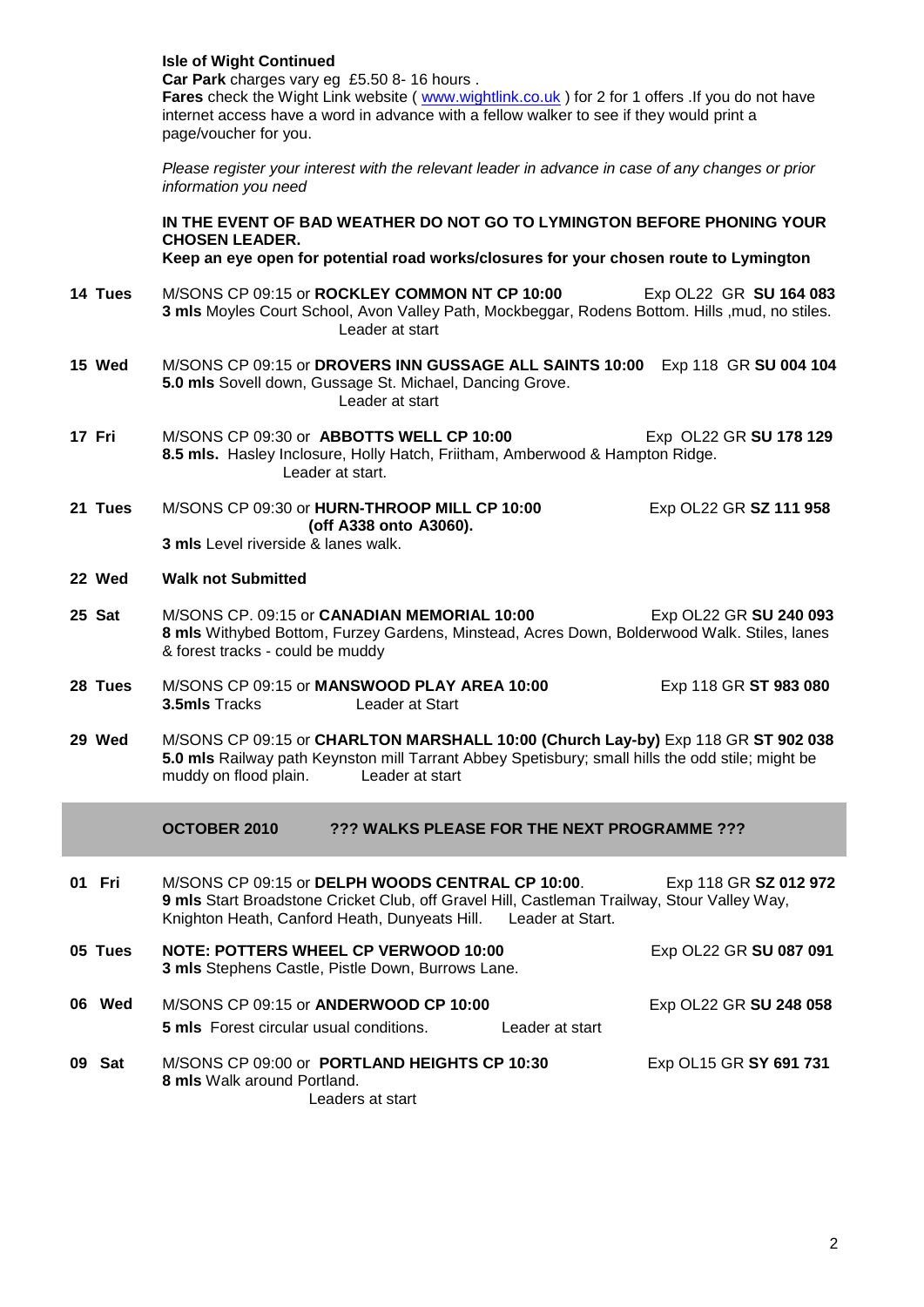**Isle of Wight Continued**

**Car Park** charges vary eg £5.50 8- 16 hours .

**Fares** check the Wight Link website ( www.wightlink.co.uk ) for 2 for 1 offers .If you do not have internet access have a word in advance with a fellow walker to see if they would print a page/voucher for you.

*Please register your interest with the relevant leader in advance in case of any changes or prior information you need*

**IN THE EVENT OF BAD WEATHER DO NOT GO TO LYMINGTON BEFORE PHONING YOUR CHOSEN LEADER.**
**Keep an eye open for potential road works/closures for your chosen route to Lymington**

**14 Tues** M/SONS CP 09:15 or **ROCKLEY COMMON NT CP 10:00** Exp OL22 GR **SU 164 083**
**3 mls** Moyles Court School, Avon Valley Path, Mockbeggar, Rodens Bottom. Hills ,mud, no stiles.
Leader at start

**15 Wed** M/SONS CP 09:15 or **DROVERS INN GUSSAGE ALL SAINTS 10:00** Exp 118 GR **SU 004 104**
**5.0 mls** Sovell down, Gussage St. Michael, Dancing Grove.
Leader at start

**17 Fri** M/SONS CP 09:30 or **ABBOTTS WELL CP 10:00** Exp OL22 GR **SU 178 129**
**8.5 mls.** Hasley Inclosure, Holly Hatch, Friitham, Amberwood & Hampton Ridge.
Leader at start.

**21 Tues** M/SONS CP 09:30 or **HURN-THROOP MILL CP 10:00 (off A338 onto A3060).** Exp OL22 GR **SZ 111 958**
**3 mls** Level riverside & lanes walk.

**22 Wed** **Walk not Submitted**

**25 Sat** M/SONS CP. 09:15 or **CANADIAN MEMORIAL 10:00** Exp OL22 GR **SU 240 093**
**8 mls** Withybed Bottom, Furzey Gardens, Minstead, Acres Down, Bolderwood Walk. Stiles, lanes & forest tracks - could be muddy

**28 Tues** M/SONS CP 09:15 or **MANSWOOD PLAY AREA 10:00** Exp 118 GR **ST 983 080**
**3.5mls** Tracks Leader at Start

**29 Wed** M/SONS CP 09:15 or **CHARLTON MARSHALL 10:00 (Church Lay-by)** Exp 118 GR **ST 902 038**
**5.0 mls** Railway path Keynston mill Tarrant Abbey Spetisbury; small hills the odd stile; might be muddy on flood plain. Leader at start

## OCTOBER 2010 ??? WALKS PLEASE FOR THE NEXT PROGRAMME ???

**01 Fri** M/SONS CP 09:15 or **DELPH WOODS CENTRAL CP 10:00**. Exp 118 GR **SZ 012 972**
**9 mls** Start Broadstone Cricket Club, off Gravel Hill, Castleman Trailway, Stour Valley Way, Knighton Heath, Canford Heath, Dunyeats Hill. Leader at Start.

**05 Tues** **NOTE: POTTERS WHEEL CP VERWOOD 10:00** Exp OL22 GR **SU 087 091**
**3 mls** Stephens Castle, Pistle Down, Burrows Lane.

**06 Wed** M/SONS CP 09:15 or **ANDERWOOD CP 10:00** Exp OL22 GR **SU 248 058**
**5 mls** Forest circular usual conditions. Leader at start

**09 Sat** M/SONS CP 09:00 or **PORTLAND HEIGHTS CP 10:30** Exp OL15 GR **SY 691 731**
**8 mls** Walk around Portland.
Leaders at start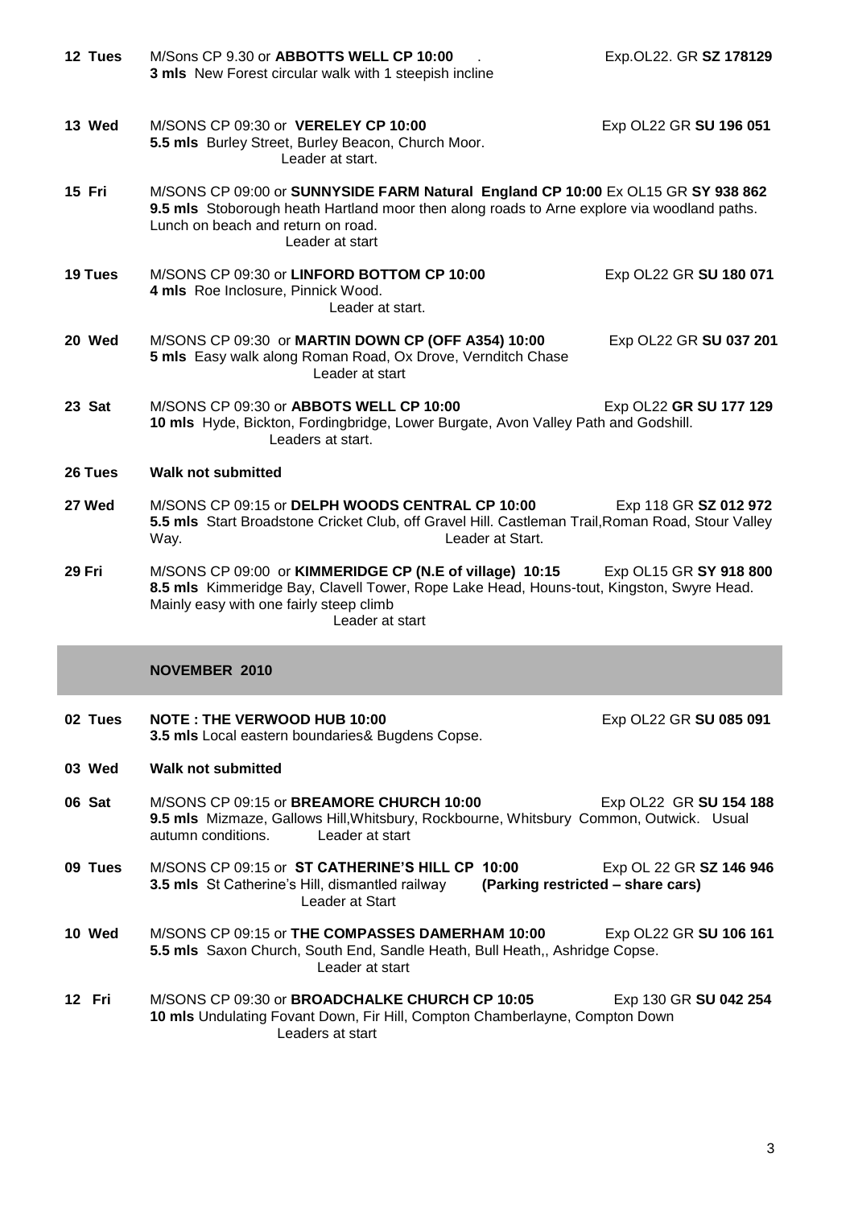**12 Tues** M/Sons CP 9.30 or **ABBOTTS WELL CP 10:00** . Exp.OL22. GR **SZ 178129**
**3 mls** New Forest circular walk with 1 steepish incline

**13 Wed** M/SONS CP 09:30 or **VERELEY CP 10:00** Exp OL22 GR **SU 196 051**
**5.5 mls** Burley Street, Burley Beacon, Church Moor.
Leader at start.

**15 Fri** M/SONS CP 09:00 or **SUNNYSIDE FARM Natural England CP 10:00** Ex OL15 GR **SY 938 862**
**9.5 mls** Stoborough heath Hartland moor then along roads to Arne explore via woodland paths. Lunch on beach and return on road.
Leader at start

**19 Tues** M/SONS CP 09:30 or **LINFORD BOTTOM CP 10:00** Exp OL22 GR **SU 180 071**
**4 mls** Roe Inclosure, Pinnick Wood.
Leader at start.

**20 Wed** M/SONS CP 09:30 or **MARTIN DOWN CP (OFF A354) 10:00** Exp OL22 GR **SU 037 201**
**5 mls** Easy walk along Roman Road, Ox Drove, Vernditch Chase
Leader at start

**23 Sat** M/SONS CP 09:30 or **ABBOTS WELL CP 10:00** Exp OL22 **GR SU 177 129**
**10 mls** Hyde, Bickton, Fordingbridge, Lower Burgate, Avon Valley Path and Godshill.
Leaders at start.

**26 Tues** **Walk not submitted**

**27 Wed** M/SONS CP 09:15 or **DELPH WOODS CENTRAL CP 10:00** Exp 118 GR **SZ 012 972**
**5.5 mls** Start Broadstone Cricket Club, off Gravel Hill. Castleman Trail,Roman Road, Stour Valley Way. Leader at Start.

**29 Fri** M/SONS CP 09:00 or **KIMMERIDGE CP (N.E of village) 10:15** Exp OL15 GR **SY 918 800**
**8.5 mls** Kimmeridge Bay, Clavell Tower, Rope Lake Head, Houns-tout, Kingston, Swyre Head. Mainly easy with one fairly steep climb
Leader at start

## NOVEMBER 2010

**02 Tues** **NOTE : THE VERWOOD HUB 10:00** Exp OL22 GR **SU 085 091**
**3.5 mls** Local eastern boundaries& Bugdens Copse.

**03 Wed** **Walk not submitted**

**06 Sat** M/SONS CP 09:15 or **BREAMORE CHURCH 10:00** Exp OL22 GR **SU 154 188**
**9.5 mls** Mizmaze, Gallows Hill,Whitsbury, Rockbourne, Whitsbury Common, Outwick. Usual autumn conditions. Leader at start

**09 Tues** M/SONS CP 09:15 or **ST CATHERINE'S HILL CP 10:00** Exp OL 22 GR **SZ 146 946**
**3.5 mls** St Catherine's Hill, dismantled railway **(Parking restricted – share cars)**
Leader at Start

**10 Wed** M/SONS CP 09:15 or **THE COMPASSES DAMERHAM 10:00** Exp OL22 GR **SU 106 161**
**5.5 mls** Saxon Church, South End, Sandle Heath, Bull Heath,, Ashridge Copse.
Leader at start

**12 Fri** M/SONS CP 09:30 or **BROADCHALKE CHURCH CP 10:05** Exp 130 GR **SU 042 254**
**10 mls** Undulating Fovant Down, Fir Hill, Compton Chamberlayne, Compton Down
Leaders at start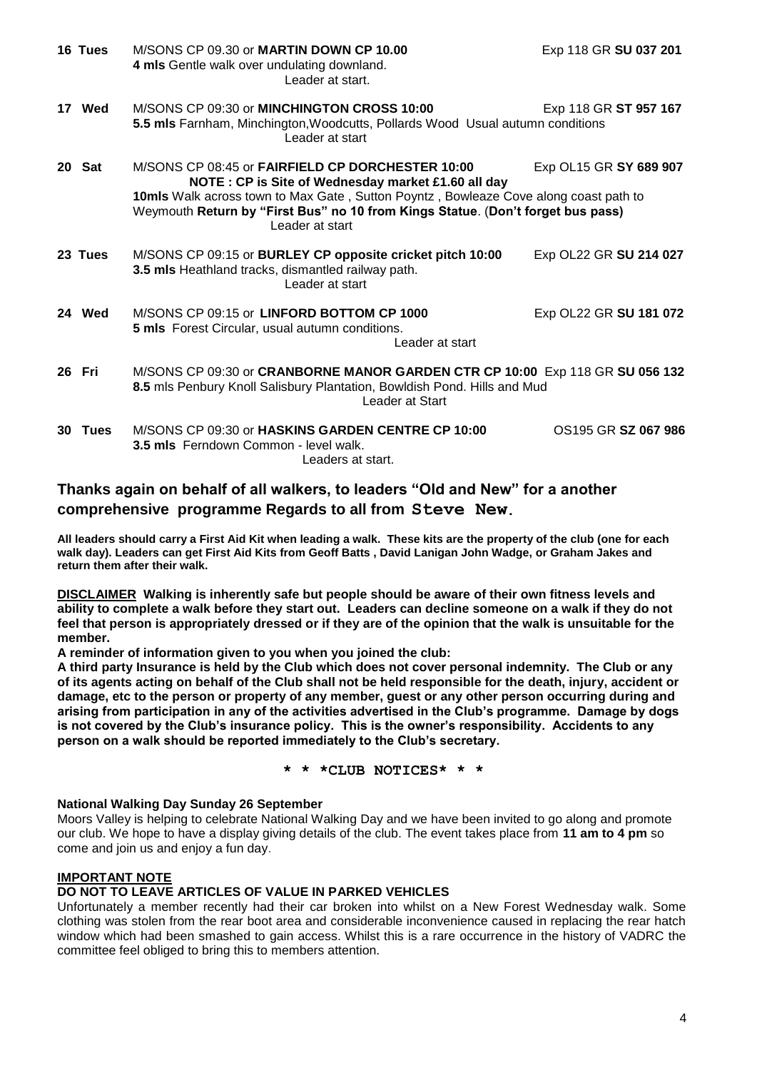| | | |
|---|---|---|
| **16 Tues** | M/SONS CP 09.30 or **MARTIN DOWN CP 10.00**<br>**4 mls** Gentle walk over undulating downland.<br>Leader at start. | Exp 118 GR **SU 037 201** |
| **17 Wed** | M/SONS CP 09:30 or **MINCHINGTON CROSS 10:00**<br>**5.5 mls** Farnham, Minchington,Woodcutts, Pollards Wood Usual autumn conditions<br>Leader at start | Exp 118 GR **ST 957 167** |
| **20 Sat** | M/SONS CP 08:45 or **FAIRFIELD CP DORCHESTER 10:00**<br>**NOTE : CP is Site of Wednesday market £1.60 all day**<br>**10mls** Walk across town to Max Gate , Sutton Poyntz , Bowleaze Cove along coast path to Weymouth **Return by "First Bus" no 10 from Kings Statue**. (**Don't forget bus pass)**<br>Leader at start | Exp OL15 GR **SY 689 907** |
| **23 Tues** | M/SONS CP 09:15 or **BURLEY CP opposite cricket pitch 10:00**<br>**3.5 mls** Heathland tracks, dismantled railway path.<br>Leader at start | Exp OL22 GR **SU 214 027** |
| **24 Wed** | M/SONS CP 09:15 or **LINFORD BOTTOM CP 1000**<br>**5 mls** Forest Circular, usual autumn conditions.<br>Leader at start | Exp OL22 GR **SU 181 072** |
| **26 Fri** | M/SONS CP 09:30 or **CRANBORNE MANOR GARDEN CTR CP 10:00**<br>**8.5** mls Penbury Knoll Salisbury Plantation, Bowldish Pond. Hills and Mud<br>Leader at Start | Exp 118 GR **SU 056 132** |
| **30 Tues** | M/SONS CP 09:30 or **HASKINS GARDEN CENTRE CP 10:00**<br>**3.5 mls** Ferndown Common - level walk.<br>Leaders at start. | OS195 GR **SZ 067 986** |

## Thanks again on behalf of all walkers, to leaders "Old and New" for a another comprehensive programme Regards to all from Steve New.

**All leaders should carry a First Aid Kit when leading a walk. These kits are the property of the club (one for each walk day). Leaders can get First Aid Kits from Geoff Batts , David Lanigan John Wadge, or Graham Jakes and return them after their walk.**

**DISCLAIMER Walking is inherently safe but people should be aware of their own fitness levels and ability to complete a walk before they start out. Leaders can decline someone on a walk if they do not feel that person is appropriately dressed or if they are of the opinion that the walk is unsuitable for the member.**

**A reminder of information given to you when you joined the club:**

**A third party Insurance is held by the Club which does not cover personal indemnity. The Club or any of its agents acting on behalf of the Club shall not be held responsible for the death, injury, accident or damage, etc to the person or property of any member, guest or any other person occurring during and arising from participation in any of the activities advertised in the Club's programme. Damage by dogs is not covered by the Club's insurance policy. This is the owner's responsibility. Accidents to any person on a walk should be reported immediately to the Club's secretary.**

**\* \* \*CLUB NOTICES\* \* \***

**National Walking Day Sunday 26 September**

Moors Valley is helping to celebrate National Walking Day and we have been invited to go along and promote our club. We hope to have a display giving details of the club. The event takes place from **11 am to 4 pm** so come and join us and enjoy a fun day.

**IMPORTANT NOTE**

**DO NOT TO LEAVE ARTICLES OF VALUE IN PARKED VEHICLES**

Unfortunately a member recently had their car broken into whilst on a New Forest Wednesday walk. Some clothing was stolen from the rear boot area and considerable inconvenience caused in replacing the rear hatch window which had been smashed to gain access. Whilst this is a rare occurrence in the history of VADRC the committee feel obliged to bring this to members attention.